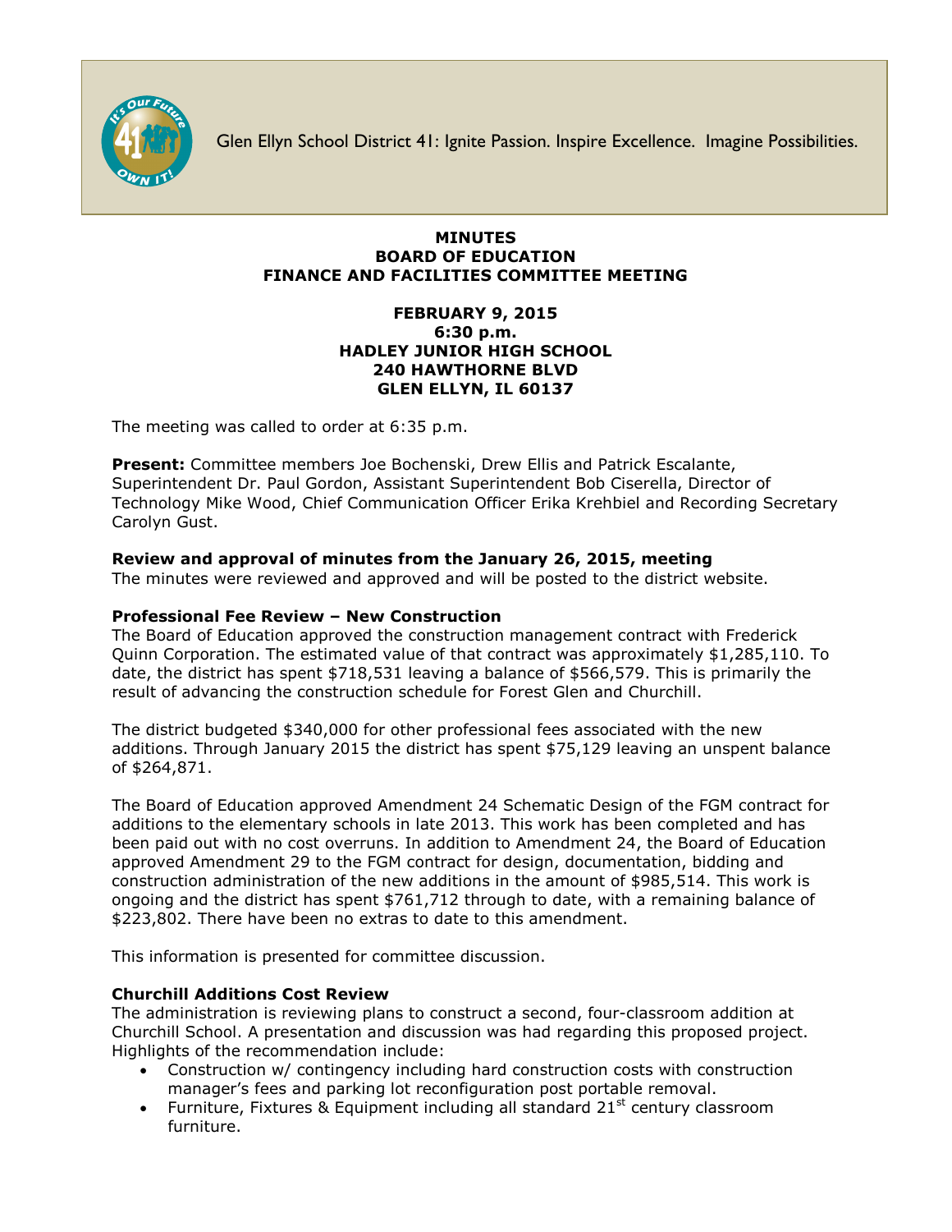Glen Ellyn School District 41: Ignite Passion. Inspire Excellence. Imagine Possibilities.

# MINUTES
# BOARD OF EDUCATION
# FINANCE AND FACILITIES COMMITTEE MEETING

**FEBRUARY 9, 2015**
**6:30 p.m.**
**HADLEY JUNIOR HIGH SCHOOL**
**240 HAWTHORNE BLVD**
**GLEN ELLYN, IL 60137**

The meeting was called to order at 6:35 p.m.

**Present:** Committee members Joe Bochenski, Drew Ellis and Patrick Escalante, Superintendent Dr. Paul Gordon, Assistant Superintendent Bob Ciserella, Director of Technology Mike Wood, Chief Communication Officer Erika Krehbiel and Recording Secretary Carolyn Gust.

**Review and approval of minutes from the January 26, 2015, meeting**
The minutes were reviewed and approved and will be posted to the district website.

**Professional Fee Review – New Construction**
The Board of Education approved the construction management contract with Frederick Quinn Corporation. The estimated value of that contract was approximately $1,285,110. To date, the district has spent $718,531 leaving a balance of $566,579. This is primarily the result of advancing the construction schedule for Forest Glen and Churchill.

The district budgeted $340,000 for other professional fees associated with the new additions. Through January 2015 the district has spent $75,129 leaving an unspent balance of $264,871.

The Board of Education approved Amendment 24 Schematic Design of the FGM contract for additions to the elementary schools in late 2013. This work has been completed and has been paid out with no cost overruns. In addition to Amendment 24, the Board of Education approved Amendment 29 to the FGM contract for design, documentation, bidding and construction administration of the new additions in the amount of $985,514. This work is ongoing and the district has spent $761,712 through to date, with a remaining balance of $223,802. There have been no extras to date to this amendment.

This information is presented for committee discussion.

**Churchill Additions Cost Review**
The administration is reviewing plans to construct a second, four-classroom addition at Churchill School. A presentation and discussion was had regarding this proposed project. Highlights of the recommendation include:

- Construction w/ contingency including hard construction costs with construction manager's fees and parking lot reconfiguration post portable removal.
- Furniture, Fixtures & Equipment including all standard 21st century classroom furniture.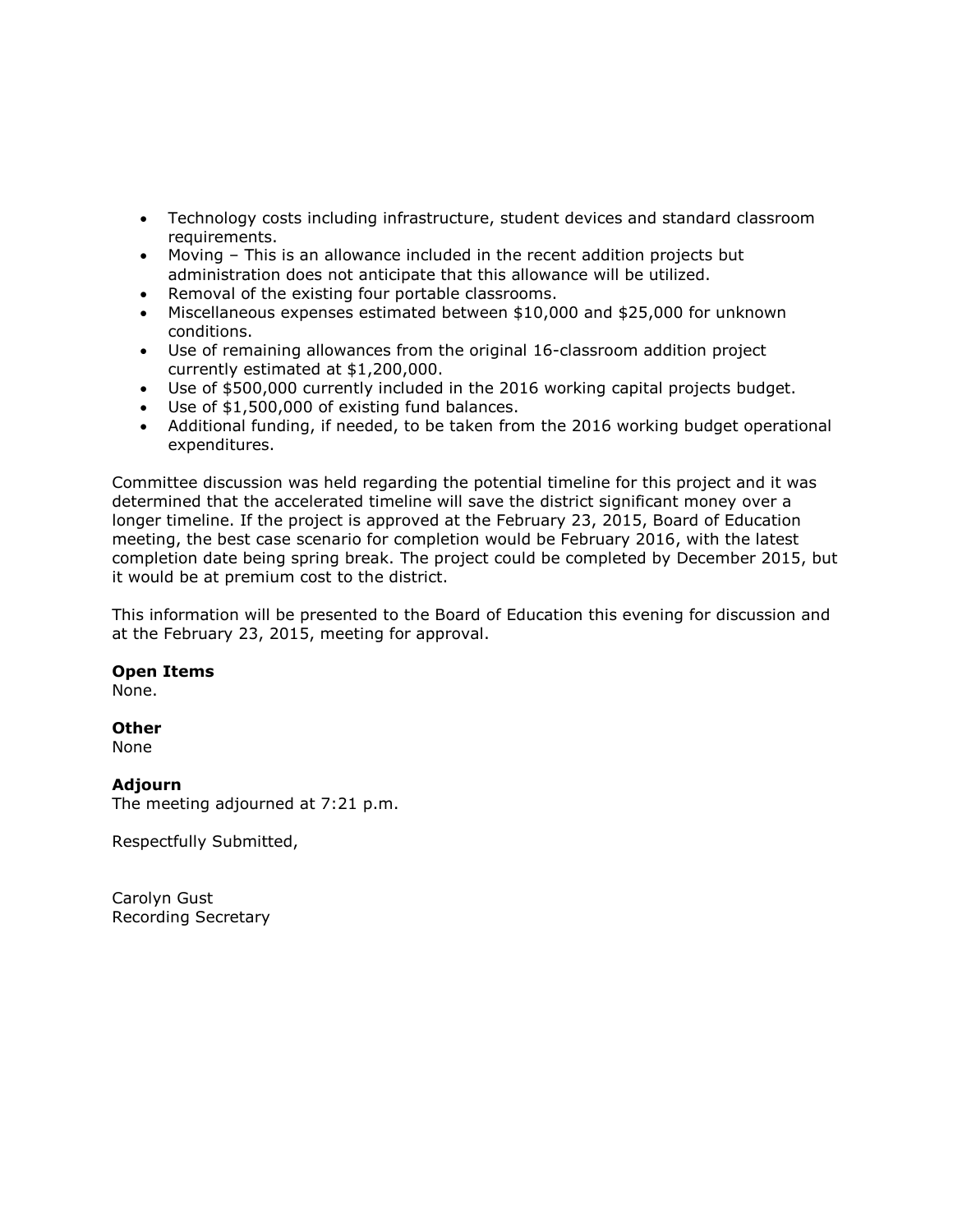- Technology costs including infrastructure, student devices and standard classroom requirements.
- Moving – This is an allowance included in the recent addition projects but administration does not anticipate that this allowance will be utilized.
- Removal of the existing four portable classrooms.
- Miscellaneous expenses estimated between $10,000 and $25,000 for unknown conditions.
- Use of remaining allowances from the original 16-classroom addition project currently estimated at $1,200,000.
- Use of $500,000 currently included in the 2016 working capital projects budget.
- Use of $1,500,000 of existing fund balances.
- Additional funding, if needed, to be taken from the 2016 working budget operational expenditures.

Committee discussion was held regarding the potential timeline for this project and it was determined that the accelerated timeline will save the district significant money over a longer timeline. If the project is approved at the February 23, 2015, Board of Education meeting, the best case scenario for completion would be February 2016, with the latest completion date being spring break. The project could be completed by December 2015, but it would be at premium cost to the district.

This information will be presented to the Board of Education this evening for discussion and at the February 23, 2015, meeting for approval.

**Open Items**
None.

**Other**
None

**Adjourn**
The meeting adjourned at 7:21 p.m.

Respectfully Submitted,

Carolyn Gust
Recording Secretary